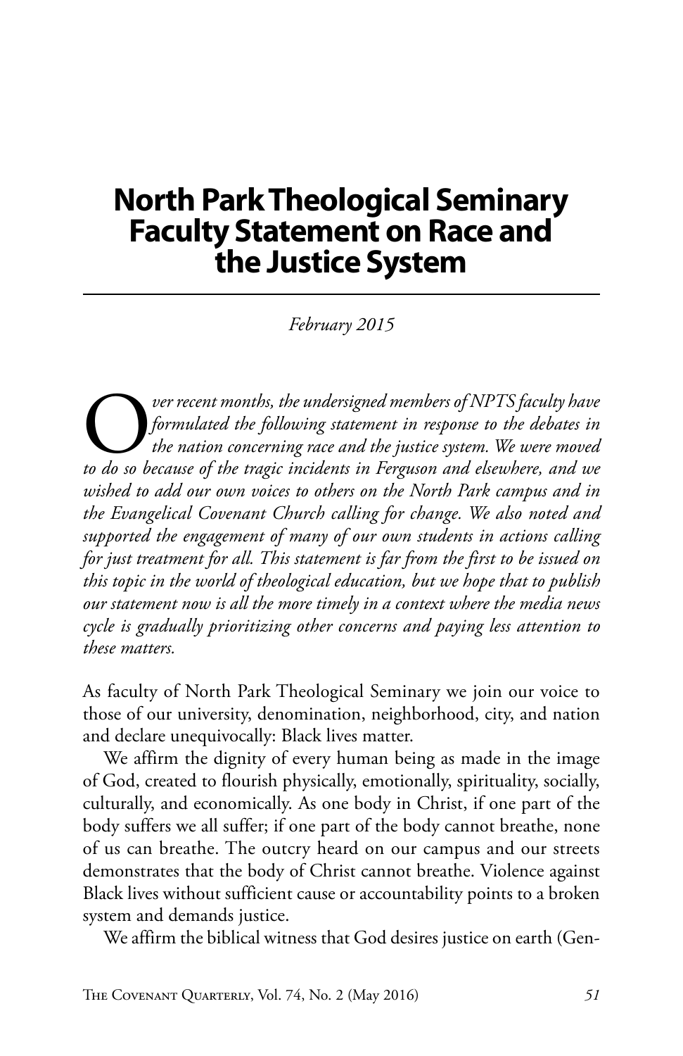# North Park Theological Seminary Faculty Statement on Race and the Justice System

*February 2015*

*Over recent months, the undersigned members of NPTS faculty have formulated the following statement in response to the debates in the nation concerning race and the justice system. We were moved to do so because of the tragic incidents in Ferguson and elsewhere, and we wished to add our own voices to others on the North Park campus and in the Evangelical Covenant Church calling for change. We also noted and supported the engagement of many of our own students in actions calling for just treatment for all. This statement is far from the first to be issued on this topic in the world of theological education, but we hope that to publish our statement now is all the more timely in a context where the media news cycle is gradually prioritizing other concerns and paying less attention to these matters.*

As faculty of North Park Theological Seminary we join our voice to those of our university, denomination, neighborhood, city, and nation and declare unequivocally: Black lives matter.

We affirm the dignity of every human being as made in the image of God, created to flourish physically, emotionally, spirituality, socially, culturally, and economically. As one body in Christ, if one part of the body suffers we all suffer; if one part of the body cannot breathe, none of us can breathe. The outcry heard on our campus and our streets demonstrates that the body of Christ cannot breathe. Violence against Black lives without sufficient cause or accountability points to a broken system and demands justice.

We affirm the biblical witness that God desires justice on earth (Gen-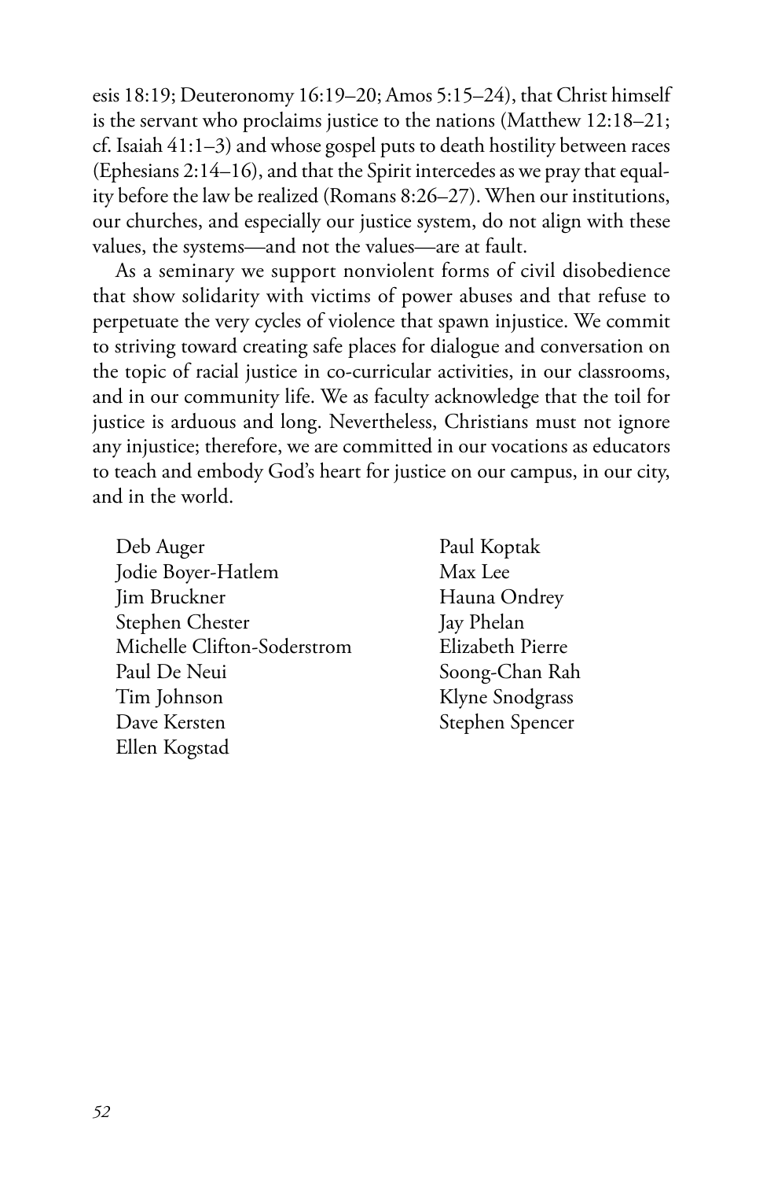esis 18:19; Deuteronomy 16:19–20; Amos 5:15–24), that Christ himself is the servant who proclaims justice to the nations (Matthew 12:18–21; cf. Isaiah 41:1–3) and whose gospel puts to death hostility between races (Ephesians 2:14–16), and that the Spirit intercedes as we pray that equality before the law be realized (Romans 8:26–27). When our institutions, our churches, and especially our justice system, do not align with these values, the systems—and not the values—are at fault.

As a seminary we support nonviolent forms of civil disobedience that show solidarity with victims of power abuses and that refuse to perpetuate the very cycles of violence that spawn injustice. We commit to striving toward creating safe places for dialogue and conversation on the topic of racial justice in co-curricular activities, in our classrooms, and in our community life. We as faculty acknowledge that the toil for justice is arduous and long. Nevertheless, Christians must not ignore any injustice; therefore, we are committed in our vocations as educators to teach and embody God's heart for justice on our campus, in our city, and in the world.

Deb Auger
Jodie Boyer-Hatlem
Jim Bruckner
Stephen Chester
Michelle Clifton-Soderstrom
Paul De Neui
Tim Johnson
Dave Kersten
Ellen Kogstad
Paul Koptak
Max Lee
Hauna Ondrey
Jay Phelan
Elizabeth Pierre
Soong-Chan Rah
Klyne Snodgrass
Stephen Spencer